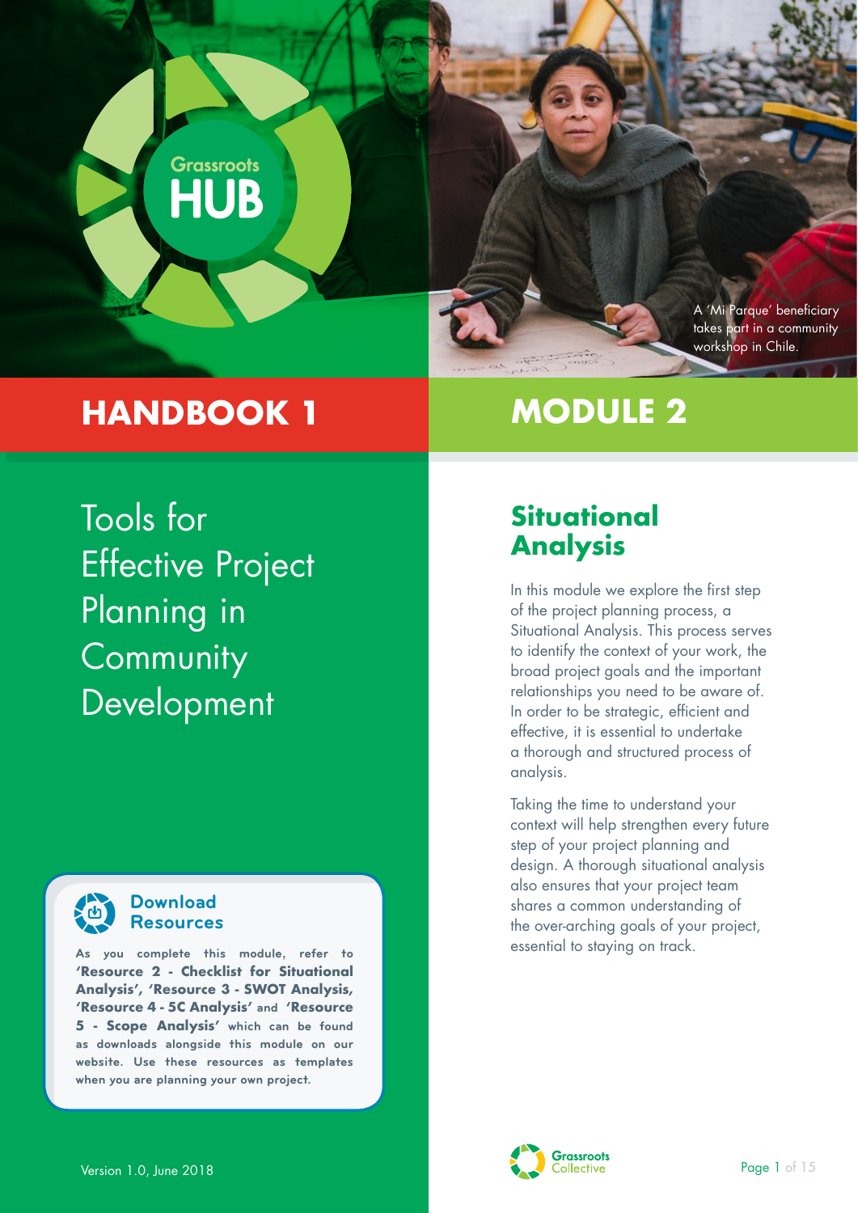Grassroots HUB

A 'Mi Parque' beneficiary takes part in a community workshop in Chile.

# HANDBOOK 1

# MODULE 2

Tools for Effective Project Planning in Community Development

## Download Resources

As you complete this module, refer to **'Resource 2 - Checklist for Situational Analysis', 'Resource 3 - SWOT Analysis, 'Resource 4 - 5C Analysis'** and **'Resource 5 - Scope Analysis'** which can be found as downloads alongside this module on our website. Use these resources as templates when you are planning your own project.

Version 1.0, June 2018

## Situational Analysis

In this module we explore the first step of the project planning process, a Situational Analysis. This process serves to identify the context of your work, the broad project goals and the important relationships you need to be aware of. In order to be strategic, efficient and effective, it is essential to undertake a thorough and structured process of analysis.

Taking the time to understand your context will help strengthen every future step of your project planning and design. A thorough situational analysis also ensures that your project team shares a common understanding of the over-arching goals of your project, essential to staying on track.

Grassroots Collective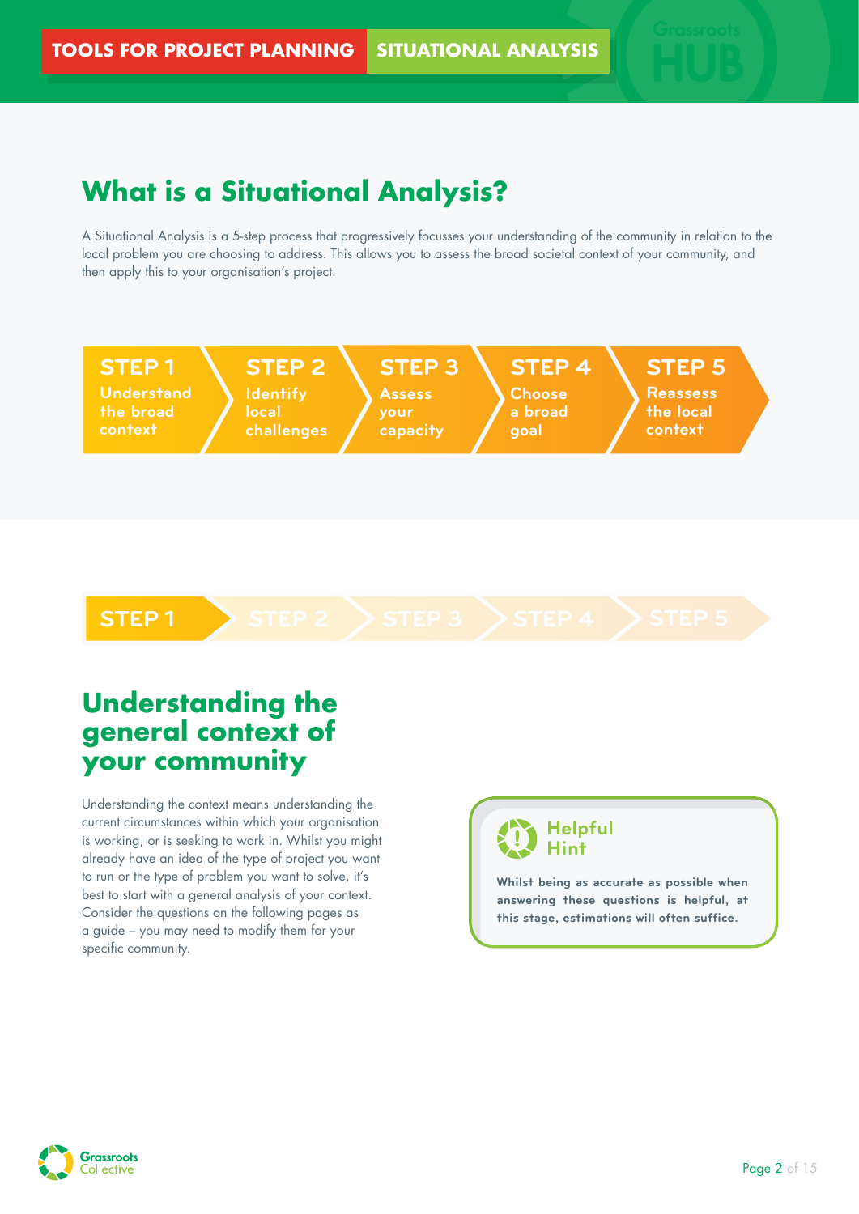# What is a Situational Analysis?

A Situational Analysis is a 5-step process that progressively focusses your understanding of the community in relation to the local problem you are choosing to address. This allows you to assess the broad societal context of your community, and then apply this to your organisation's project.

**STEP 1** Understand the broad context

**STEP 2** Identify local challenges

**STEP 3** Assess your capacity

**STEP 4** Choose a broad goal

**STEP 5** Reassess the local context

**STEP 1**

## Understanding the general context of your community

Understanding the context means understanding the current circumstances within which your organisation is working, or is seeking to work in. Whilst you might already have an idea of the type of project you want to run or the type of problem you want to solve, it's best to start with a general analysis of your context. Consider the questions on the following pages as a guide – you may need to modify them for your specific community.

> **Helpful Hint**
>
> Whilst being as accurate as possible when answering these questions is helpful, at this stage, estimations will often suffice.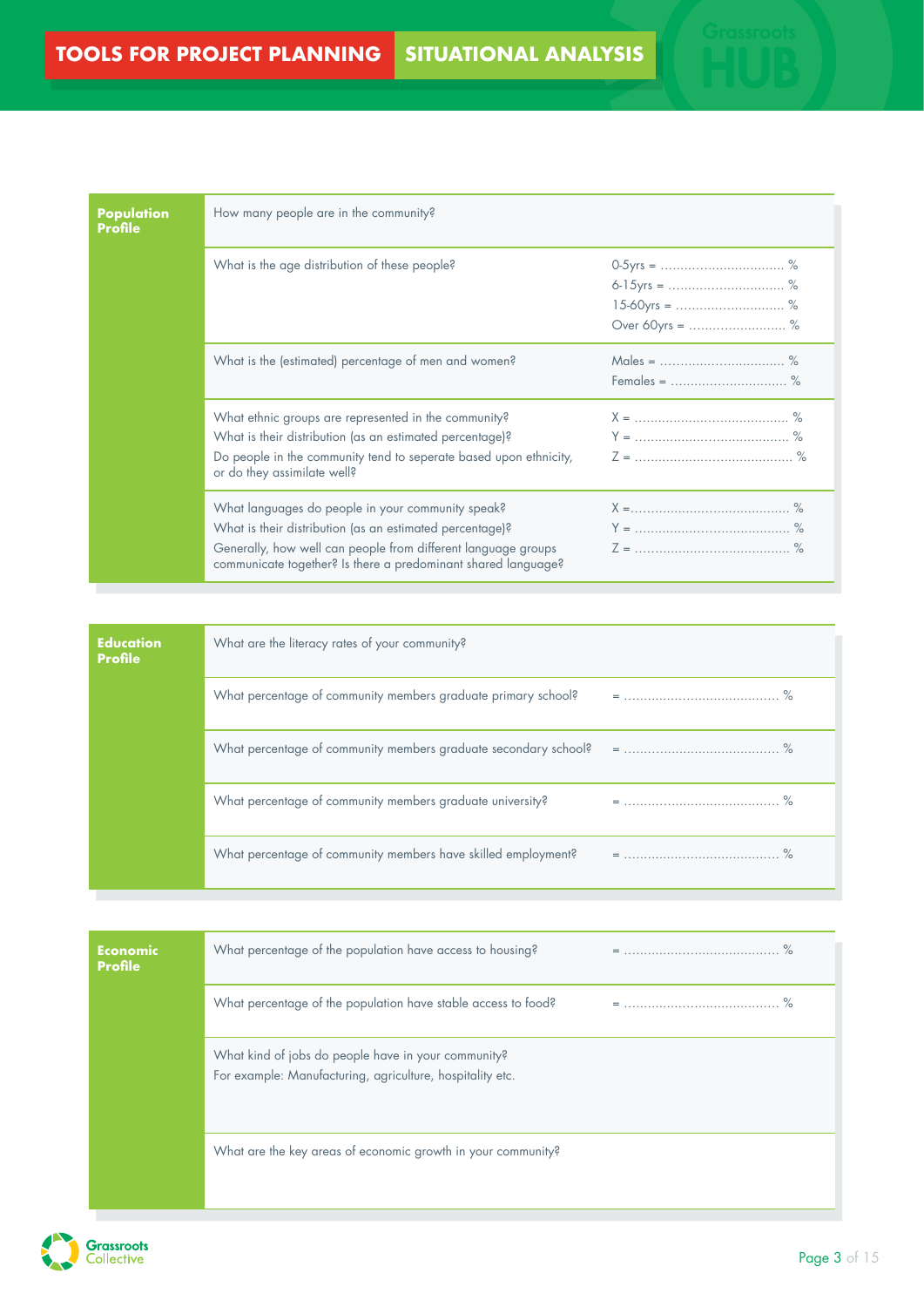## TOOLS FOR PROJECT PLANNING — SITUATIONAL ANALYSIS

| **Population Profile** | | |
|---|---|---|
| | How many people are in the community? | |
| | What is the age distribution of these people? | 0-5yrs = ............................... %<br>6-15yrs = ............................. %<br>15-60yrs = ........................... %<br>Over 60yrs = ......................... % |
| | What is the (estimated) percentage of men and women? | Males = ................................ %<br>Females = ............................. % |
| | What ethnic groups are represented in the community?<br>What is their distribution (as an estimated percentage)?<br>Do people in the community tend to seperate based upon ethnicity, or do they assimilate well? | X = ....................................... %<br>Y = ....................................... %<br>Z = ........................................ % |
| | What languages do people in your community speak?<br>What is their distribution (as an estimated percentage)?<br>Generally, how well can people from different language groups communicate together? Is there a predominant shared language? | X =....................................... %<br>Y = ....................................... %<br>Z = ....................................... % |

| **Education Profile** | | |
|---|---|---|
| | What are the literacy rates of your community? | |
| | What percentage of community members graduate primary school? | = ....................................... % |
| | What percentage of community members graduate secondary school? | = ....................................... % |
| | What percentage of community members graduate university? | = ....................................... % |
| | What percentage of community members have skilled employment? | = ....................................... % |

| **Economic Profile** | | |
|---|---|---|
| | What percentage of the population have access to housing? | = ....................................... % |
| | What percentage of the population have stable access to food? | = ....................................... % |
| | What kind of jobs do people have in your community?<br>For example: Manufacturing, agriculture, hospitality etc. | |
| | What are the key areas of economic growth in your community? | |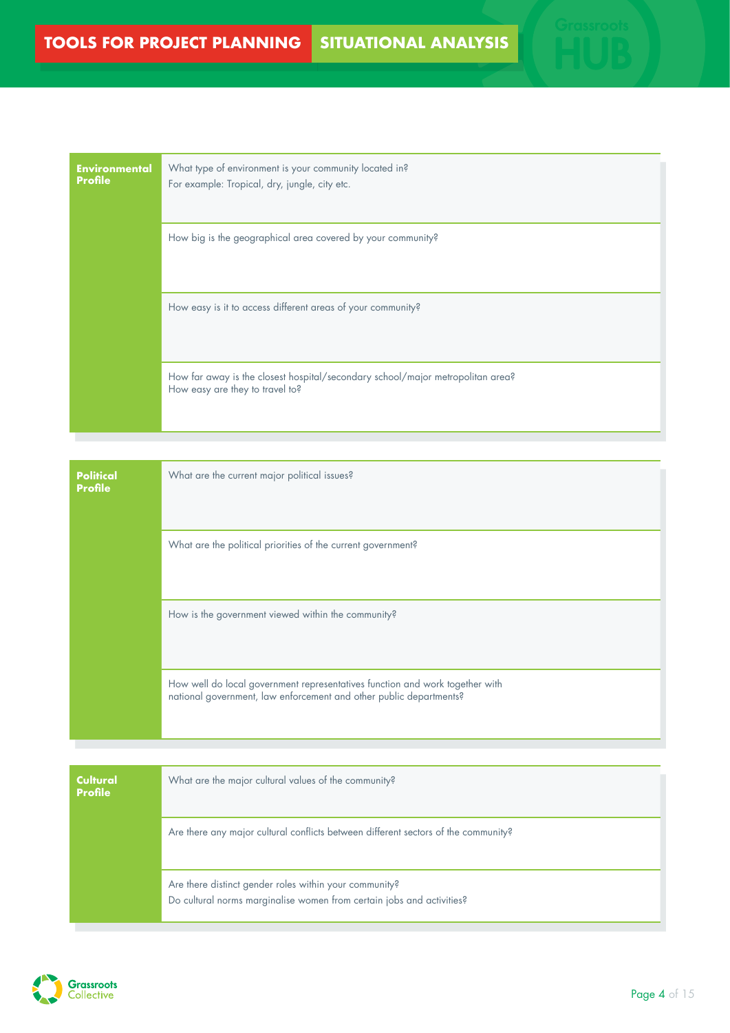| Environmental Profile | |
|---|---|
| | What type of environment is your community located in?<br>For example: Tropical, dry, jungle, city etc. |
| | How big is the geographical area covered by your community? |
| | How easy is it to access different areas of your community? |
| | How far away is the closest hospital/secondary school/major metropolitan area?<br>How easy are they to travel to? |

| Political Profile | |
|---|---|
| | What are the current major political issues? |
| | What are the political priorities of the current government? |
| | How is the government viewed within the community? |
| | How well do local government representatives function and work together with national government, law enforcement and other public departments? |

| Cultural Profile | |
|---|---|
| | What are the major cultural values of the community? |
| | Are there any major cultural conflicts between different sectors of the community? |
| | Are there distinct gender roles within your community?<br>Do cultural norms marginalise women from certain jobs and activities? |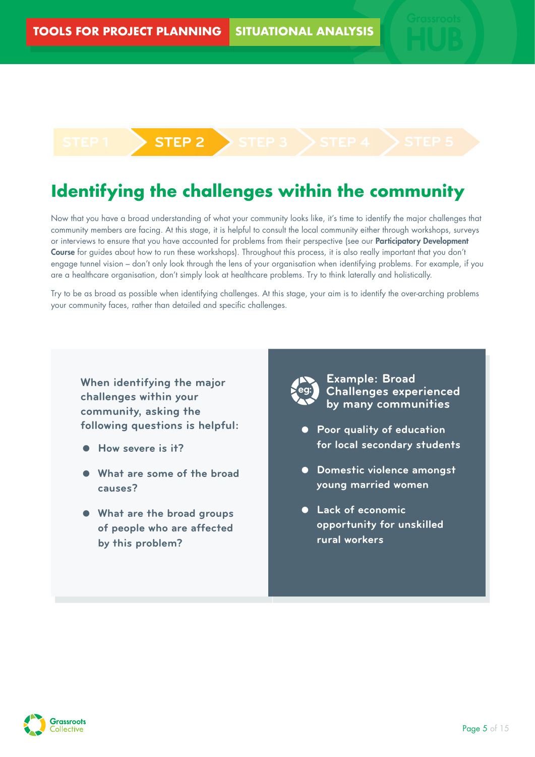STEP 1 | **STEP 2** | STEP 3 | STEP 4 | STEP 5

# Identifying the challenges within the community

Now that you have a broad understanding of what your community looks like, it's time to identify the major challenges that community members are facing. At this stage, it is helpful to consult the local community either through workshops, surveys or interviews to ensure that you have accounted for problems from their perspective (see our **Participatory Development Course** for guides about how to run these workshops). Throughout this process, it is also really important that you don't engage tunnel vision – don't only look through the lens of your organisation when identifying problems. For example, if you are a healthcare organisation, don't simply look at healthcare problems. Try to think laterally and holistically.

Try to be as broad as possible when identifying challenges. At this stage, your aim is to identify the over-arching problems your community faces, rather than detailed and specific challenges.

**When identifying the major challenges within your community, asking the following questions is helpful:**

- How severe is it?
- What are some of the broad causes?
- What are the broad groups of people who are affected by this problem?

**Example: Broad Challenges experienced by many communities**

- Poor quality of education for local secondary students
- Domestic violence amongst young married women
- Lack of economic opportunity for unskilled rural workers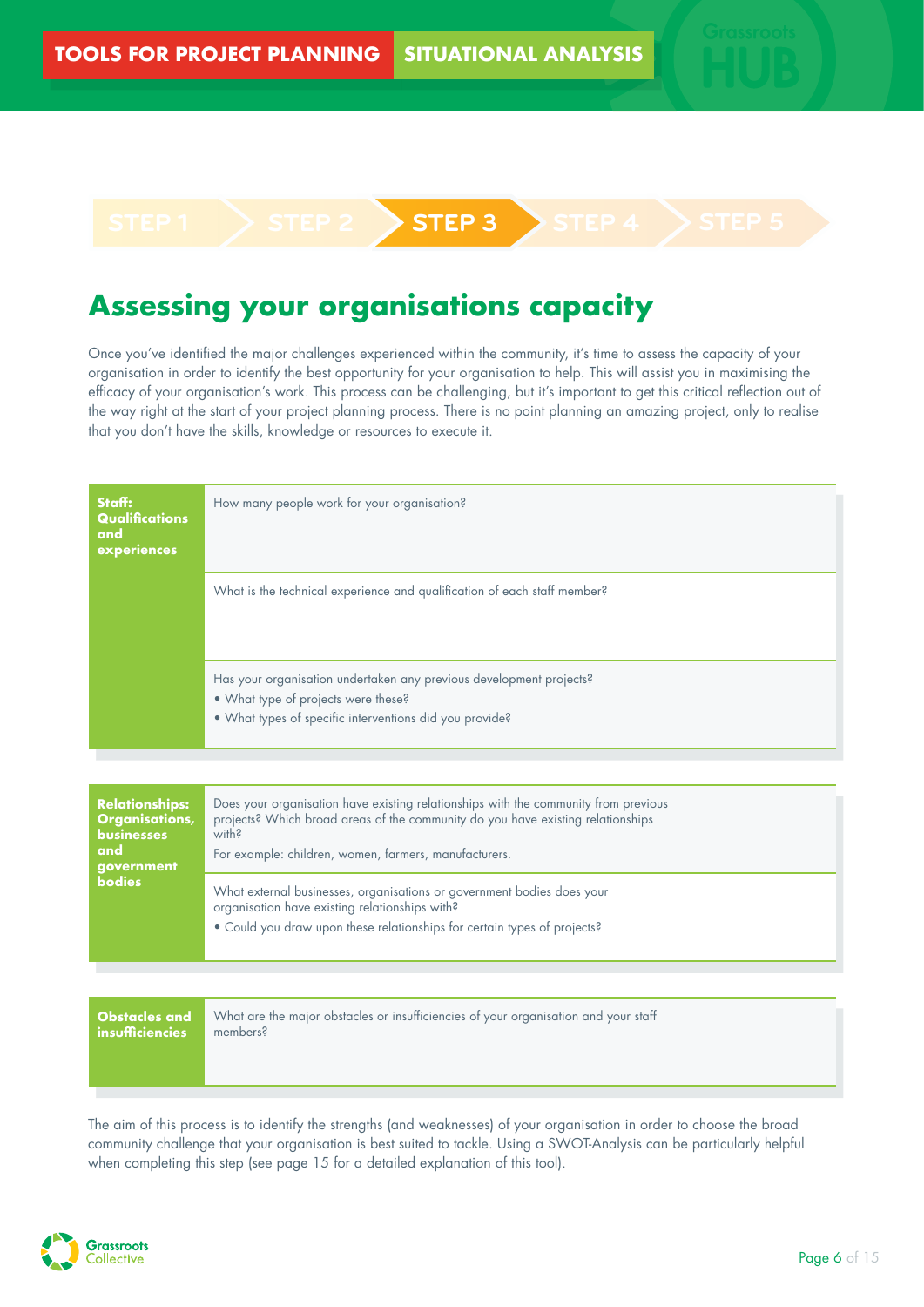STEP 1 | STEP 2 | **STEP 3** | STEP 4 | STEP 5

# Assessing your organisations capacity

Once you've identified the major challenges experienced within the community, it's time to assess the capacity of your organisation in order to identify the best opportunity for your organisation to help. This will assist you in maximising the efficacy of your organisation's work. This process can be challenging, but it's important to get this critical reflection out of the way right at the start of your project planning process. There is no point planning an amazing project, only to realise that you don't have the skills, knowledge or resources to execute it.

| | |
|---|---|
| **Staff: Qualifications and experiences** | How many people work for your organisation? |
| | What is the technical experience and qualification of each staff member? |
| | Has your organisation undertaken any previous development projects?<br>• What type of projects were these?<br>• What types of specific interventions did you provide? |

| | |
|---|---|
| **Relationships: Organisations, businesses and government bodies** | Does your organisation have existing relationships with the community from previous projects? Which broad areas of the community do you have existing relationships with?<br>For example: children, women, farmers, manufacturers. |
| | What external businesses, organisations or government bodies does your organisation have existing relationships with?<br>• Could you draw upon these relationships for certain types of projects? |

| | |
|---|---|
| **Obstacles and insufficiencies** | What are the major obstacles or insufficiencies of your organisation and your staff members? |

The aim of this process is to identify the strengths (and weaknesses) of your organisation in order to choose the broad community challenge that your organisation is best suited to tackle. Using a SWOT-Analysis can be particularly helpful when completing this step (see page 15 for a detailed explanation of this tool).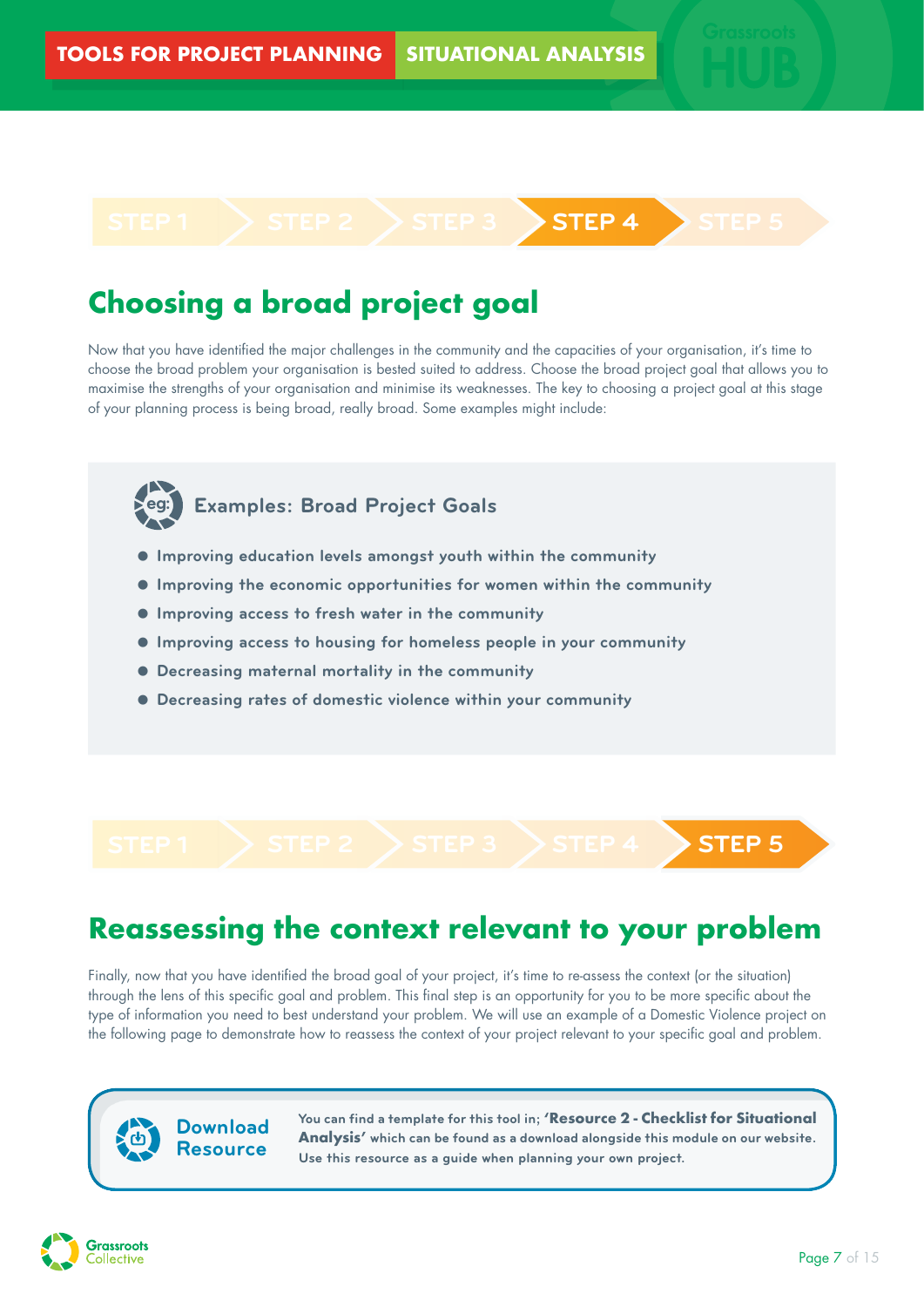STEP 4

## Choosing a broad project goal

Now that you have identified the major challenges in the community and the capacities of your organisation, it's time to choose the broad problem your organisation is bested suited to address. Choose the broad project goal that allows you to maximise the strengths of your organisation and minimise its weaknesses. The key to choosing a project goal at this stage of your planning process is being broad, really broad. Some examples might include:

### Examples: Broad Project Goals

- Improving education levels amongst youth within the community
- Improving the economic opportunities for women within the community
- Improving access to fresh water in the community
- Improving access to housing for homeless people in your community
- Decreasing maternal mortality in the community
- Decreasing rates of domestic violence within your community

STEP 5

## Reassessing the context relevant to your problem

Finally, now that you have identified the broad goal of your project, it's time to re-assess the context (or the situation) through the lens of this specific goal and problem. This final step is an opportunity for you to be more specific about the type of information you need to best understand your problem. We will use an example of a Domestic Violence project on the following page to demonstrate how to reassess the context of your project relevant to your specific goal and problem.

**Download Resource**

You can find a template for this tool in; **'Resource 2 - Checklist for Situational Analysis'** which can be found as a download alongside this module on our website. Use this resource as a guide when planning your own project.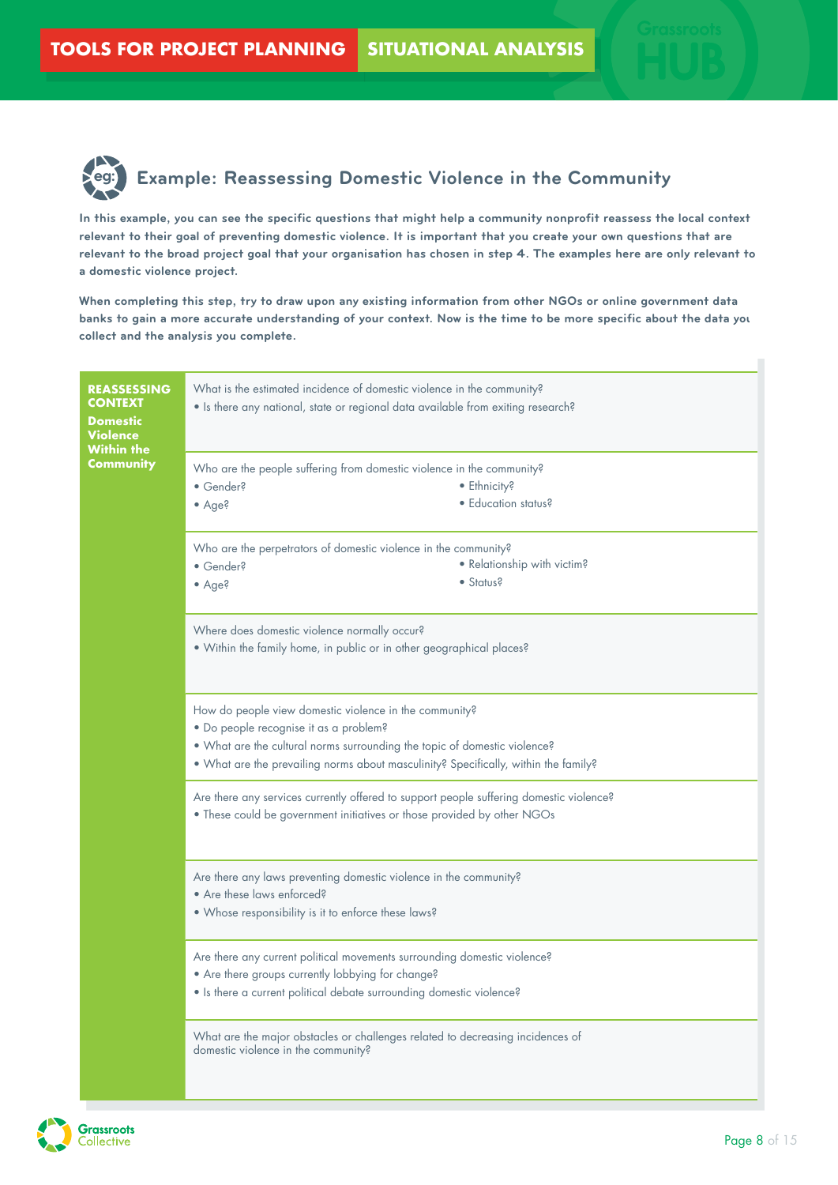## Example: Reassessing Domestic Violence in the Community

**In this example, you can see the specific questions that might help a community nonprofit reassess the local context relevant to their goal of preventing domestic violence. It is important that you create your own questions that are relevant to the broad project goal that your organisation has chosen in step 4. The examples here are only relevant to a domestic violence project.**

**When completing this step, try to draw upon any existing information from other NGOs or online government data banks to gain a more accurate understanding of your context. Now is the time to be more specific about the data you collect and the analysis you complete.**

| **REASSESSING CONTEXT** **Domestic Violence Within the Community** | |
|---|---|
| | What is the estimated incidence of domestic violence in the community?<br>• Is there any national, state or regional data available from exiting research? |
| | Who are the people suffering from domestic violence in the community?<br>• Gender?<br>• Age?<br>• Ethnicity?<br>• Education status? |
| | Who are the perpetrators of domestic violence in the community?<br>• Gender?<br>• Age?<br>• Relationship with victim?<br>• Status? |
| | Where does domestic violence normally occur?<br>• Within the family home, in public or in other geographical places? |
| | How do people view domestic violence in the community?<br>• Do people recognise it as a problem?<br>• What are the cultural norms surrounding the topic of domestic violence?<br>• What are the prevailing norms about masculinity? Specifically, within the family? |
| | Are there any services currently offered to support people suffering domestic violence?<br>• These could be government initiatives or those provided by other NGOs |
| | Are there any laws preventing domestic violence in the community?<br>• Are these laws enforced?<br>• Whose responsibility is it to enforce these laws? |
| | Are there any current political movements surrounding domestic violence?<br>• Are there groups currently lobbying for change?<br>• Is there a current political debate surrounding domestic violence? |
| | What are the major obstacles or challenges related to decreasing incidences of domestic violence in the community? |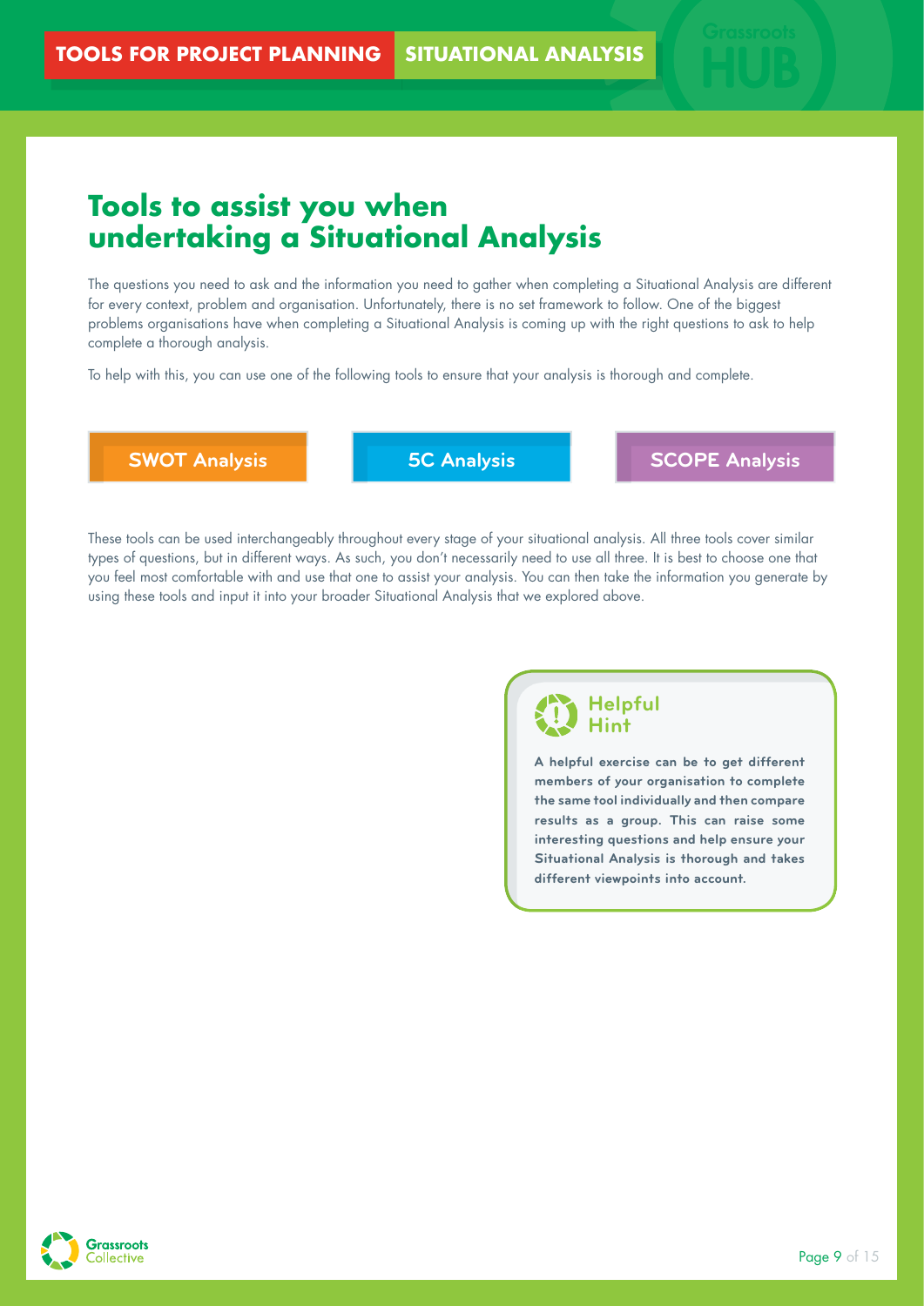# Tools to assist you when undertaking a Situational Analysis

The questions you need to ask and the information you need to gather when completing a Situational Analysis are different for every context, problem and organisation. Unfortunately, there is no set framework to follow. One of the biggest problems organisations have when completing a Situational Analysis is coming up with the right questions to ask to help complete a thorough analysis.

To help with this, you can use one of the following tools to ensure that your analysis is thorough and complete.

**SWOT Analysis** | **5C Analysis** | **SCOPE Analysis**

These tools can be used interchangeably throughout every stage of your situational analysis. All three tools cover similar types of questions, but in different ways. As such, you don't necessarily need to use all three. It is best to choose one that you feel most comfortable with and use that one to assist your analysis. You can then take the information you generate by using these tools and input it into your broader Situational Analysis that we explored above.

> **Helpful Hint**
>
> **A helpful exercise can be to get different members of your organisation to complete the same tool individually and then compare results as a group. This can raise some interesting questions and help ensure your Situational Analysis is thorough and takes different viewpoints into account.**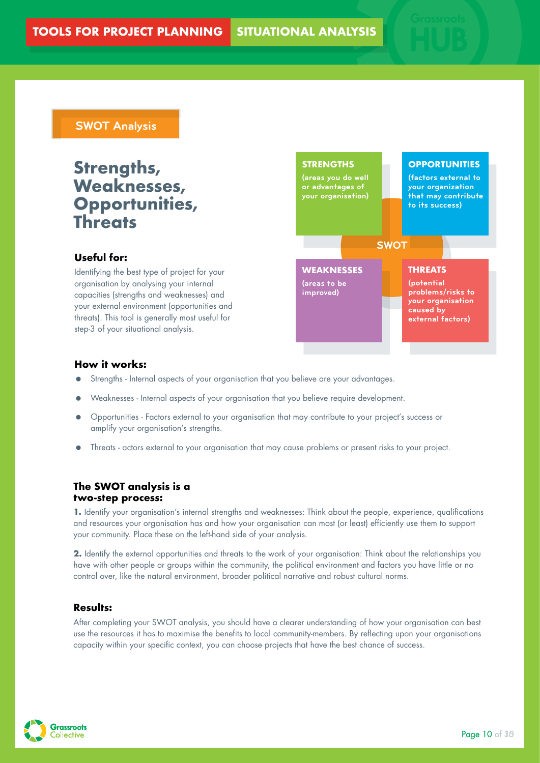TOOLS FOR PROJECT PLANNING | SITUATIONAL ANALYSIS

## SWOT Analysis

# Strengths, Weaknesses, Opportunities, Threats

### Useful for:

Identifying the best type of project for your organisation by analysing your internal capacities (strengths and weaknesses) and your external environment (opportunities and threats). This tool is generally most useful for step-3 of your situational analysis.

**STRENGTHS**
(areas you do well or advantages of your organisation)

**OPPORTUNITIES**
(factors external to your organization that may contribute to its success)

**SWOT**

**WEAKNESSES**
(areas to be improved)

**THREATS**
(potential problems/risks to your organisation caused by external factors)

### How it works:

- Strengths - Internal aspects of your organisation that you believe are your advantages.
- Weaknesses - Internal aspects of your organisation that you believe require development.
- Opportunities - Factors external to your organisation that may contribute to your project's success or amplify your organisation's strengths.
- Threats - actors external to your organisation that may cause problems or present risks to your project.

### The SWOT analysis is a two-step process:

**1.** Identify your organisation's internal strengths and weaknesses: Think about the people, experience, qualifications and resources your organisation has and how your organisation can most (or least) efficiently use them to support your community. Place these on the left-hand side of your analysis.

**2.** Identify the external opportunities and threats to the work of your organisation: Think about the relationships you have with other people or groups within the community, the political environment and factors you have little or no control over, like the natural environment, broader political narrative and robust cultural norms.

### Results:

After completing your SWOT analysis, you should have a clearer understanding of how your organisation can best use the resources it has to maximise the benefits to local community-members. By reflecting upon your organisations capacity within your specific context, you can choose projects that have the best chance of success.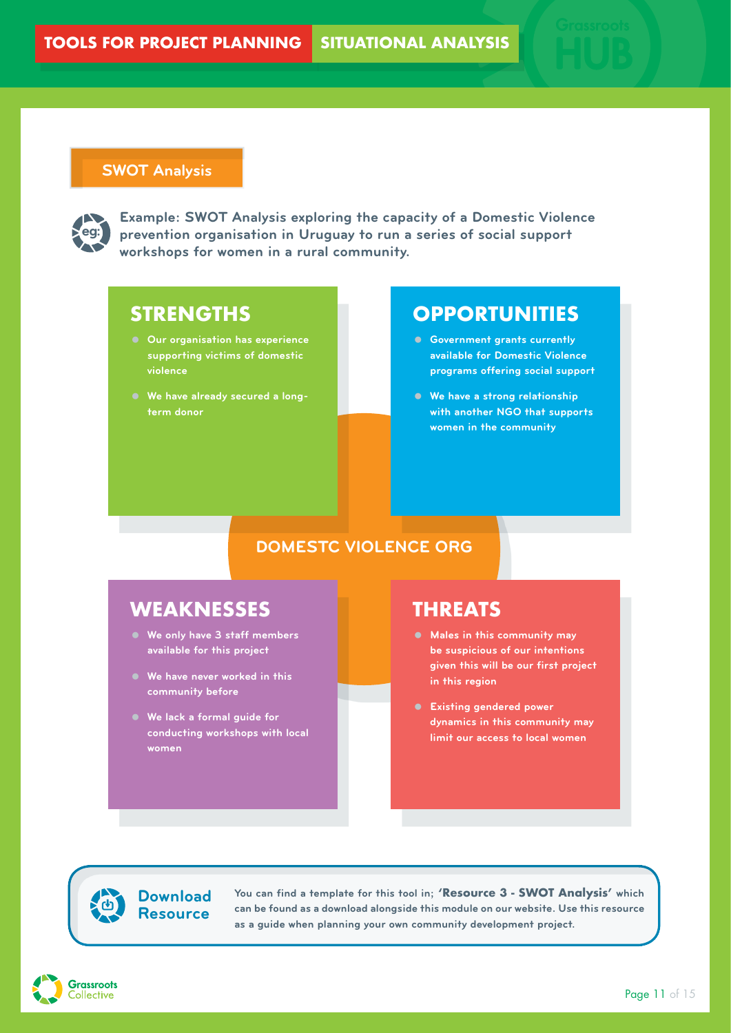## SWOT Analysis

**Example: SWOT Analysis exploring the capacity of a Domestic Violence prevention organisation in Uruguay to run a series of social support workshops for women in a rural community.**

**DOMESTC VIOLENCE ORG**

### STRENGTHS

- Our organisation has experience supporting victims of domestic violence
- We have already secured a long-term donor

### OPPORTUNITIES

- Government grants currently available for Domestic Violence programs offering social support
- We have a strong relationship with another NGO that supports women in the community

### WEAKNESSES

- We only have 3 staff members available for this project
- We have never worked in this community before
- We lack a formal guide for conducting workshops with local women

### THREATS

- Males in this community may be suspicious of our intentions given this will be our first project in this region
- Existing gendered power dynamics in this community may limit our access to local women

**Download Resource**

You can find a template for this tool in; **'Resource 3 - SWOT Analysis'** which can be found as a download alongside this module on our website. Use this resource as a guide when planning your own community development project.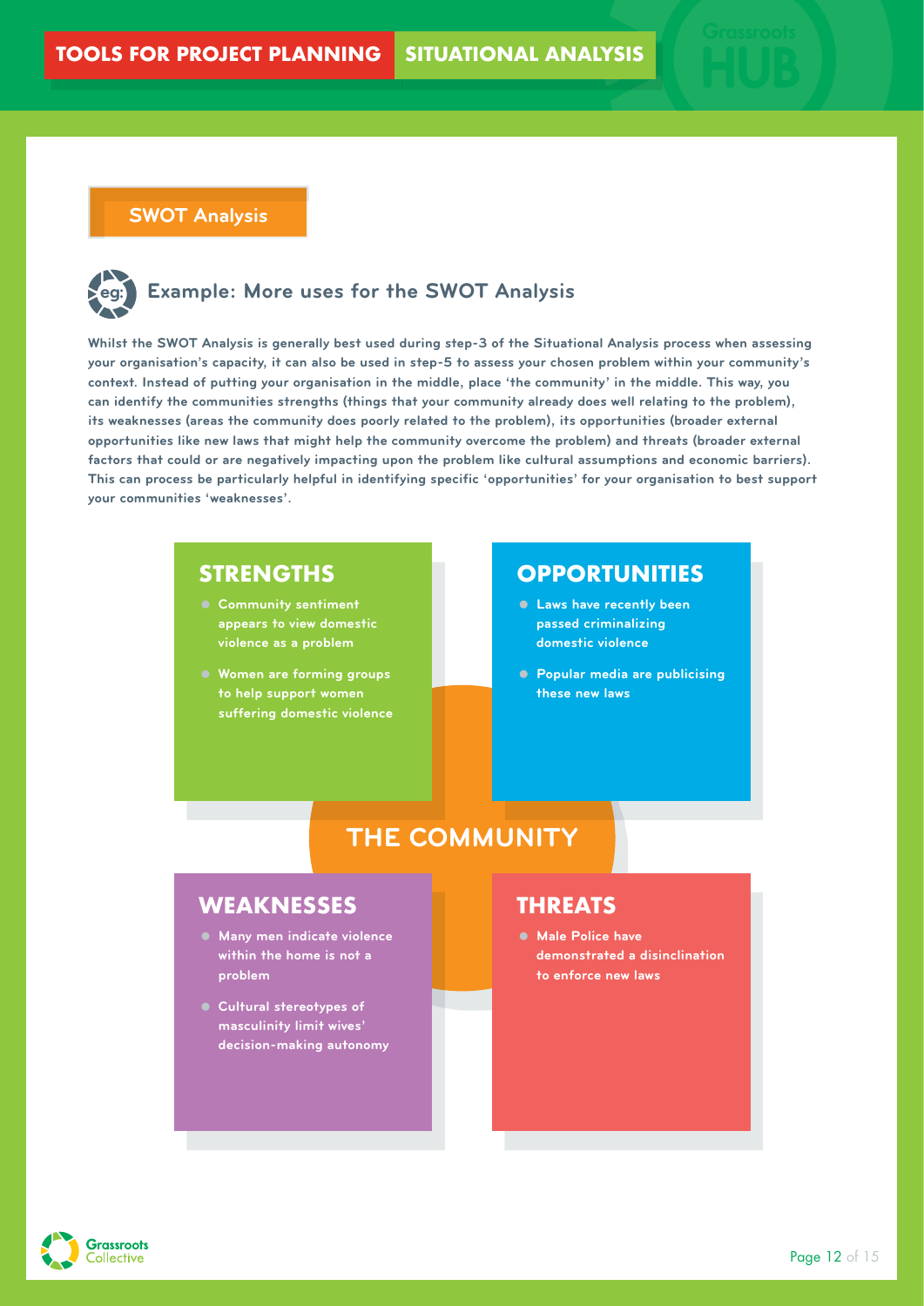## SWOT Analysis

### Example: More uses for the SWOT Analysis

**Whilst the SWOT Analysis is generally best used during step-3 of the Situational Analysis process when assessing your organisation's capacity, it can also be used in step-5 to assess your chosen problem within your community's context. Instead of putting your organisation in the middle, place 'the community' in the middle. This way, you can identify the communities strengths (things that your community already does well relating to the problem), its weaknesses (areas the community does poorly related to the problem), its opportunities (broader external opportunities like new laws that might help the community overcome the problem) and threats (broader external factors that could or are negatively impacting upon the problem like cultural assumptions and economic barriers). This can process be particularly helpful in identifying specific 'opportunities' for your organisation to best support your communities 'weaknesses'.**

**THE COMMUNITY**

#### STRENGTHS

- Community sentiment appears to view domestic violence as a problem
- Women are forming groups to help support women suffering domestic violence

#### OPPORTUNITIES

- Laws have recently been passed criminalizing domestic violence
- Popular media are publicising these new laws

#### WEAKNESSES

- Many men indicate violence within the home is not a problem
- Cultural stereotypes of masculinity limit wives' decision-making autonomy

#### THREATS

- Male Police have demonstrated a disinclination to enforce new laws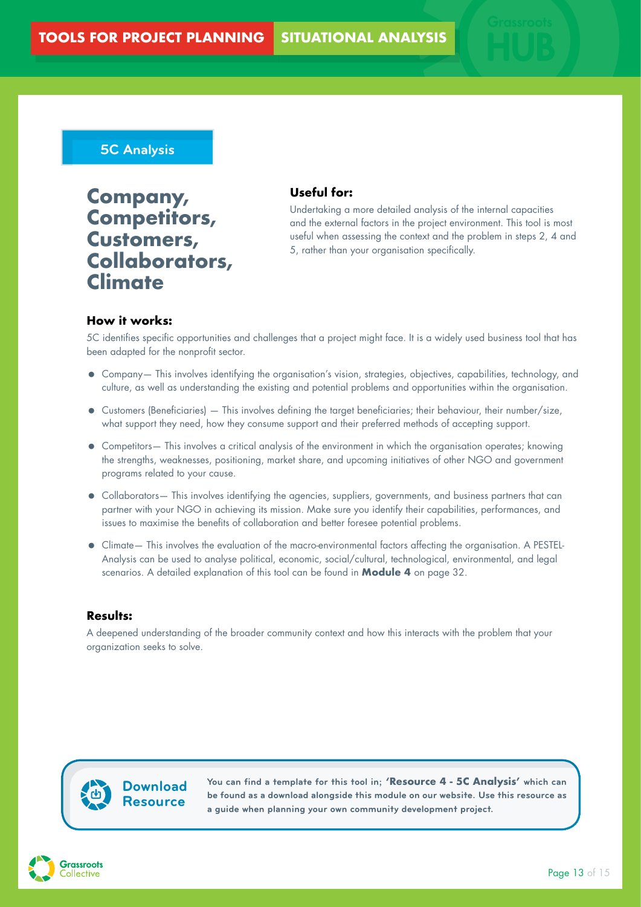TOOLS FOR PROJECT PLANNING **SITUATIONAL ANALYSIS**

## 5C Analysis

# Company, Competitors, Customers, Collaborators, Climate

### Useful for:

Undertaking a more detailed analysis of the internal capacities and the external factors in the project environment. This tool is most useful when assessing the context and the problem in steps 2, 4 and 5, rather than your organisation specifically.

### How it works:

5C identifies specific opportunities and challenges that a project might face. It is a widely used business tool that has been adapted for the nonprofit sector.

- Company— This involves identifying the organisation's vision, strategies, objectives, capabilities, technology, and culture, as well as understanding the existing and potential problems and opportunities within the organisation.
- Customers (Beneficiaries) — This involves defining the target beneficiaries; their behaviour, their number/size, what support they need, how they consume support and their preferred methods of accepting support.
- Competitors— This involves a critical analysis of the environment in which the organisation operates; knowing the strengths, weaknesses, positioning, market share, and upcoming initiatives of other NGO and government programs related to your cause.
- Collaborators— This involves identifying the agencies, suppliers, governments, and business partners that can partner with your NGO in achieving its mission. Make sure you identify their capabilities, performances, and issues to maximise the benefits of collaboration and better foresee potential problems.
- Climate— This involves the evaluation of the macro-environmental factors affecting the organisation. A PESTEL-Analysis can be used to analyse political, economic, social/cultural, technological, environmental, and legal scenarios. A detailed explanation of this tool can be found in **Module 4** on page 32.

### Results:

A deepened understanding of the broader community context and how this interacts with the problem that your organization seeks to solve.

**Download Resource**

**You can find a template for this tool in; 'Resource 4 - 5C Analysis' which can be found as a download alongside this module on our website. Use this resource as a guide when planning your own community development project.**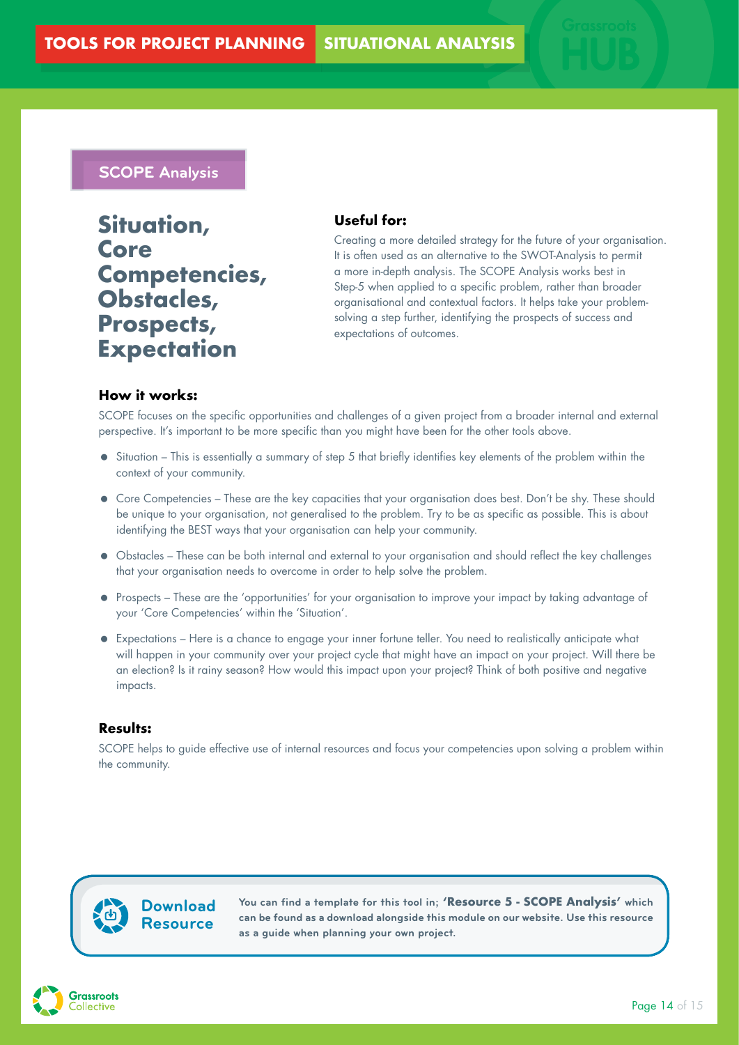## SCOPE Analysis

# Situation, Core Competencies, Obstacles, Prospects, Expectation

### Useful for:

Creating a more detailed strategy for the future of your organisation. It is often used as an alternative to the SWOT-Analysis to permit a more in-depth analysis. The SCOPE Analysis works best in Step-5 when applied to a specific problem, rather than broader organisational and contextual factors. It helps take your problem-solving a step further, identifying the prospects of success and expectations of outcomes.

### How it works:

SCOPE focuses on the specific opportunities and challenges of a given project from a broader internal and external perspective. It's important to be more specific than you might have been for the other tools above.

- Situation – This is essentially a summary of step 5 that briefly identifies key elements of the problem within the context of your community.
- Core Competencies – These are the key capacities that your organisation does best. Don't be shy. These should be unique to your organisation, not generalised to the problem. Try to be as specific as possible. This is about identifying the BEST ways that your organisation can help your community.
- Obstacles – These can be both internal and external to your organisation and should reflect the key challenges that your organisation needs to overcome in order to help solve the problem.
- Prospects – These are the 'opportunities' for your organisation to improve your impact by taking advantage of your 'Core Competencies' within the 'Situation'.
- Expectations – Here is a chance to engage your inner fortune teller. You need to realistically anticipate what will happen in your community over your project cycle that might have an impact on your project. Will there be an election? Is it rainy season? How would this impact upon your project? Think of both positive and negative impacts.

### Results:

SCOPE helps to guide effective use of internal resources and focus your competencies upon solving a problem within the community.

**Download Resource**

**You can find a template for this tool in; 'Resource 5 - SCOPE Analysis' which can be found as a download alongside this module on our website. Use this resource as a guide when planning your own project.**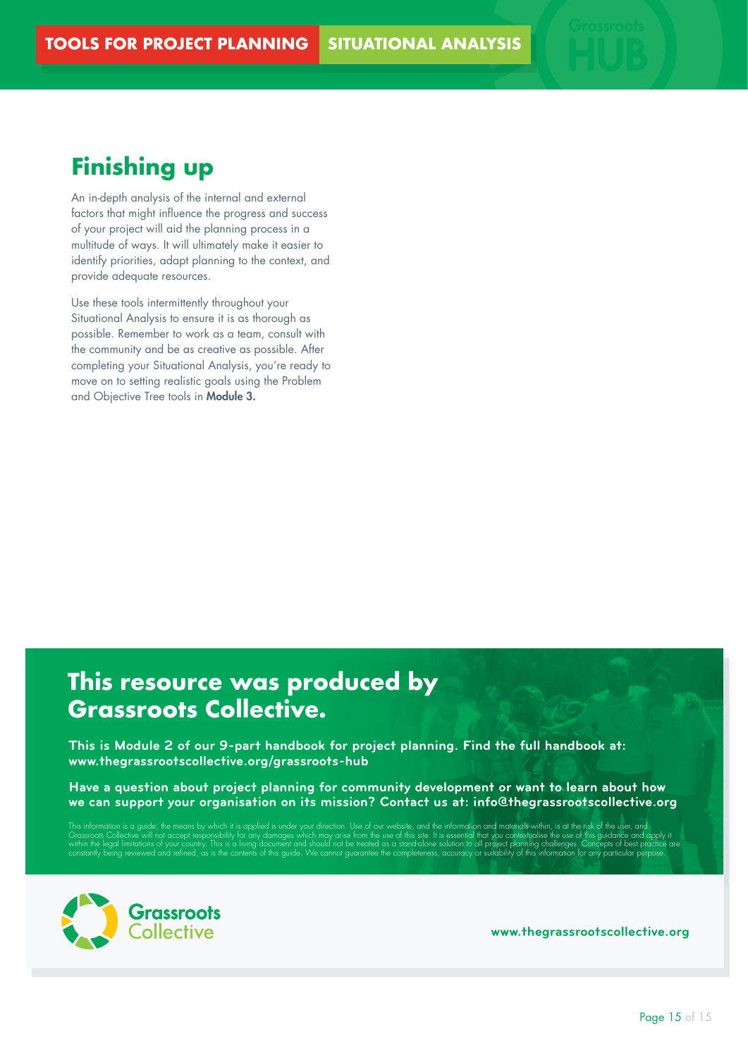## Finishing up

An in-depth analysis of the internal and external factors that might influence the progress and success of your project will aid the planning process in a multitude of ways. It will ultimately make it easier to identify priorities, adapt planning to the context, and provide adequate resources.

Use these tools intermittently throughout your Situational Analysis to ensure it is as thorough as possible. Remember to work as a team, consult with the community and be as creative as possible. After completing your Situational Analysis, you're ready to move on to setting realistic goals using the Problem and Objective Tree tools in **Module 3.**

## This resource was produced by Grassroots Collective.

**This is Module 2 of our 9-part handbook for project planning. Find the full handbook at: www.thegrassrootscollective.org/grassroots-hub**

**Have a question about project planning for community development or want to learn about how we can support your organisation on its mission? Contact us at: info@thegrassrootscollective.org**

This information is a guide; the means by which it is applied is under your direction. Use of our website, and the information and materials within, is at the risk of the user, and Grassroots Collective will not accept responsibility for any damages which may arise from the use of this site. It is essential that you contextualise the use of this guidance and apply it within the legal limitations of your country. This is a living document and should not be treated as a stand-alone solution to all project planning challenges. Concepts of best practice are constantly being reviewed and refined, as is the contents of this guide. We cannot guarantee the completeness, accuracy or suitability of this information for any particular purpose.

Grassroots Collective

www.thegrassrootscollective.org